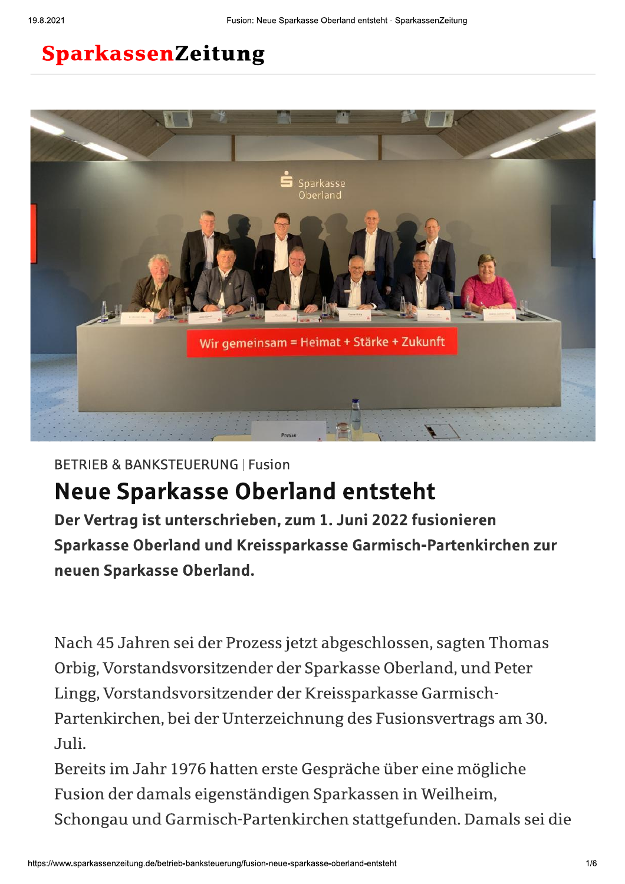# SparkassenZeitung

BETRIEB & BANKSTEUERUNG | Fusion

## Neue Sparkasse Oberland entsteht

**Der Vertrag ist unterschrieben, zum 1. Juni 2022 fusionieren Sparkasse Oberland und Kreissparkasse Garmisch-Partenkirchen zur neuen Sparkasse Oberland.**

Nach 45 Jahren sei der Prozess jetzt abgeschlossen, sagten Thomas Orbig, Vorstandsvorsitzender der Sparkasse Oberland, und Peter Lingg, Vorstandsvorsitzender der Kreissparkasse Garmisch-Partenkirchen, bei der Unterzeichnung des Fusionsvertrags am 30. Juli.

Bereits im Jahr 1976 hatten erste Gespräche über eine mögliche Fusion der damals eigenständigen Sparkassen in Weilheim, Schongau und Garmisch-Partenkirchen stattgefunden. Damals sei die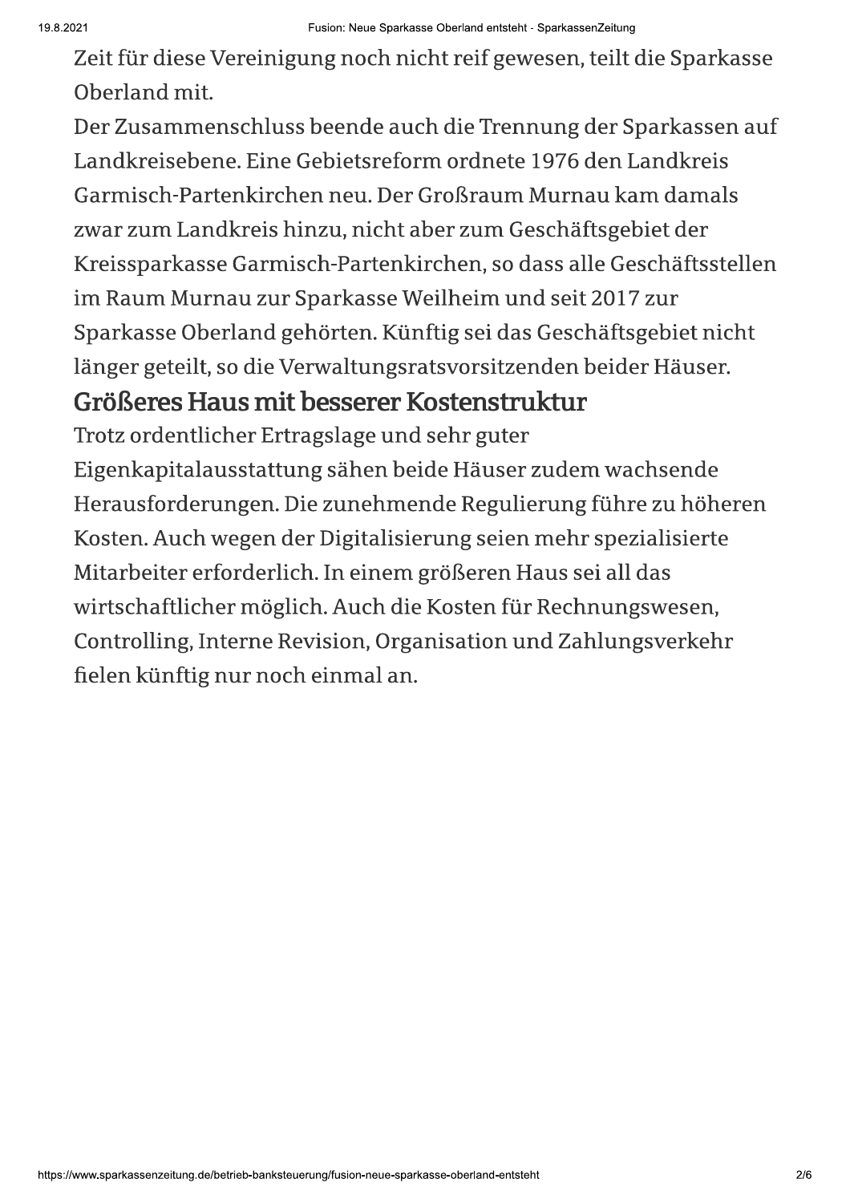Zeit für diese Vereinigung noch nicht reif gewesen, teilt die Sparkasse Oberland mit.

Der Zusammenschluss beende auch die Trennung der Sparkassen auf Landkreisebene. Eine Gebietsreform ordnete 1976 den Landkreis Garmisch-Partenkirchen neu. Der Großraum Murnau kam damals zwar zum Landkreis hinzu, nicht aber zum Geschäftsgebiet der Kreissparkasse Garmisch-Partenkirchen, so dass alle Geschäftsstellen im Raum Murnau zur Sparkasse Weilheim und seit 2017 zur Sparkasse Oberland gehörten. Künftig sei das Geschäftsgebiet nicht länger geteilt, so die Verwaltungsratsvorsitzenden beider Häuser.

## Größeres Haus mit besserer Kostenstruktur

Trotz ordentlicher Ertragslage und sehr guter Eigenkapitalausstattung sähen beide Häuser zudem wachsende Herausforderungen. Die zunehmende Regulierung führe zu höheren Kosten. Auch wegen der Digitalisierung seien mehr spezialisierte Mitarbeiter erforderlich. In einem größeren Haus sei all das wirtschaftlicher möglich. Auch die Kosten für Rechnungswesen, Controlling, Interne Revision, Organisation und Zahlungsverkehr fielen künftig nur noch einmal an.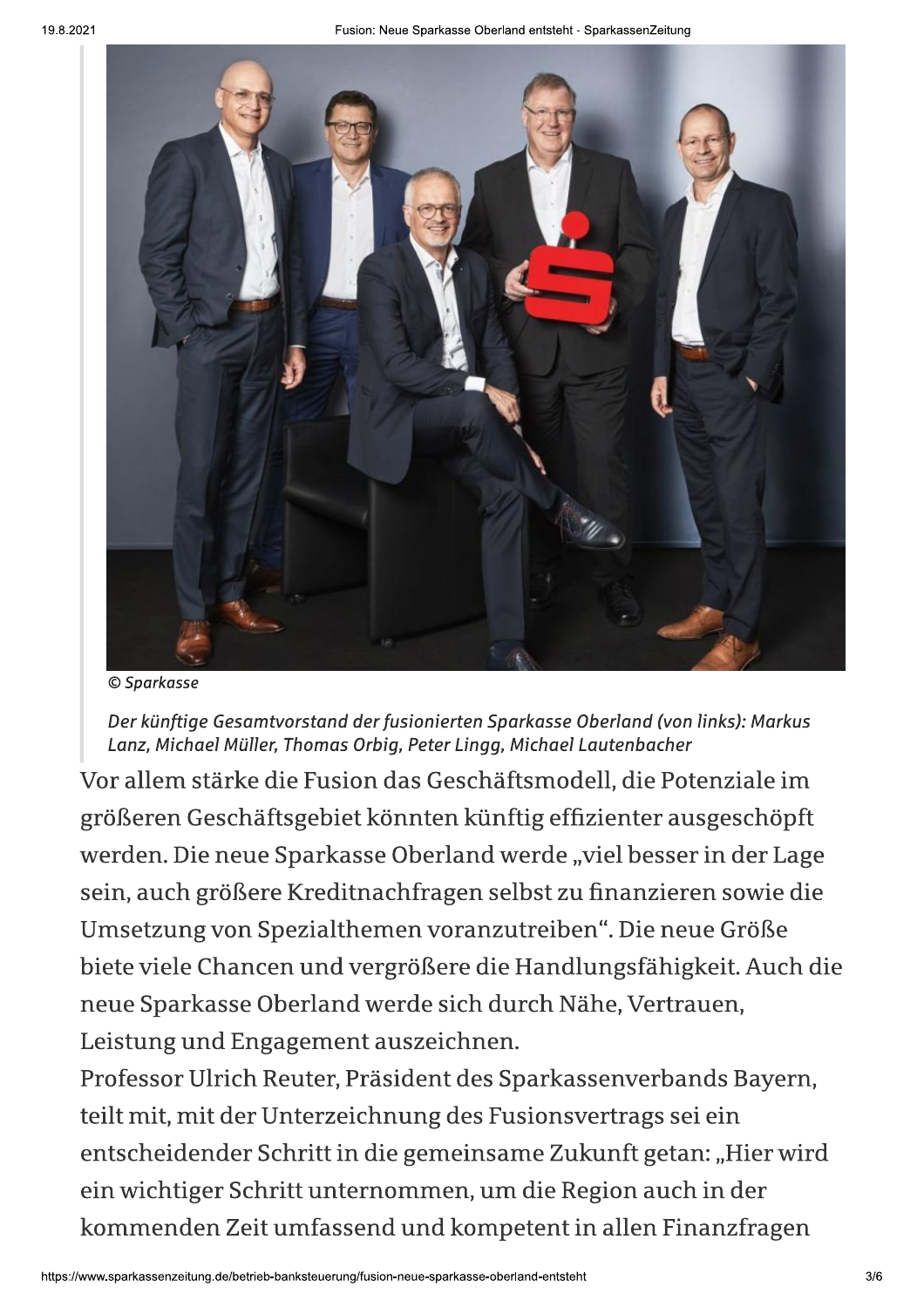© Sparkasse

*Der künftige Gesamtvorstand der fusionierten Sparkasse Oberland (von links): Markus Lanz, Michael Müller, Thomas Orbig, Peter Lingg, Michael Lautenbacher*

Vor allem stärke die Fusion das Geschäftsmodell, die Potenziale im größeren Geschäftsgebiet könnten künftig effizienter ausgeschöpft werden. Die neue Sparkasse Oberland werde „viel besser in der Lage sein, auch größere Kreditnachfragen selbst zu finanzieren sowie die Umsetzung von Spezialthemen voranzutreiben". Die neue Größe biete viele Chancen und vergrößere die Handlungsfähigkeit. Auch die neue Sparkasse Oberland werde sich durch Nähe, Vertrauen, Leistung und Engagement auszeichnen.

Professor Ulrich Reuter, Präsident des Sparkassenverbands Bayern, teilt mit, mit der Unterzeichnung des Fusionsvertrags sei ein entscheidender Schritt in die gemeinsame Zukunft getan: „Hier wird ein wichtiger Schritt unternommen, um die Region auch in der kommenden Zeit umfassend und kompetent in allen Finanzfragen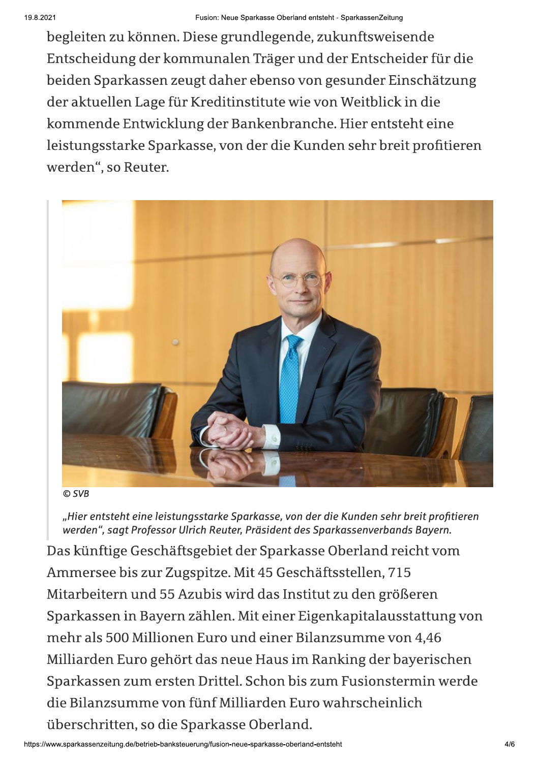begleiten zu können. Diese grundlegende, zukunftsweisende Entscheidung der kommunalen Träger und der Entscheider für die beiden Sparkassen zeugt daher ebenso von gesunder Einschätzung der aktuellen Lage für Kreditinstitute wie von Weitblick in die kommende Entwicklung der Bankenbranche. Hier entsteht eine leistungsstarke Sparkasse, von der die Kunden sehr breit profitieren werden", so Reuter.

© SVB

*„Hier entsteht eine leistungsstarke Sparkasse, von der die Kunden sehr breit profitieren werden", sagt Professor Ulrich Reuter, Präsident des Sparkassenverbands Bayern.*

Das künftige Geschäftsgebiet der Sparkasse Oberland reicht vom Ammersee bis zur Zugspitze. Mit 45 Geschäftsstellen, 715 Mitarbeitern und 55 Azubis wird das Institut zu den größeren Sparkassen in Bayern zählen. Mit einer Eigenkapitalausstattung von mehr als 500 Millionen Euro und einer Bilanzsumme von 4,46 Milliarden Euro gehört das neue Haus im Ranking der bayerischen Sparkassen zum ersten Drittel. Schon bis zum Fusionstermin werde die Bilanzsumme von fünf Milliarden Euro wahrscheinlich überschritten, so die Sparkasse Oberland.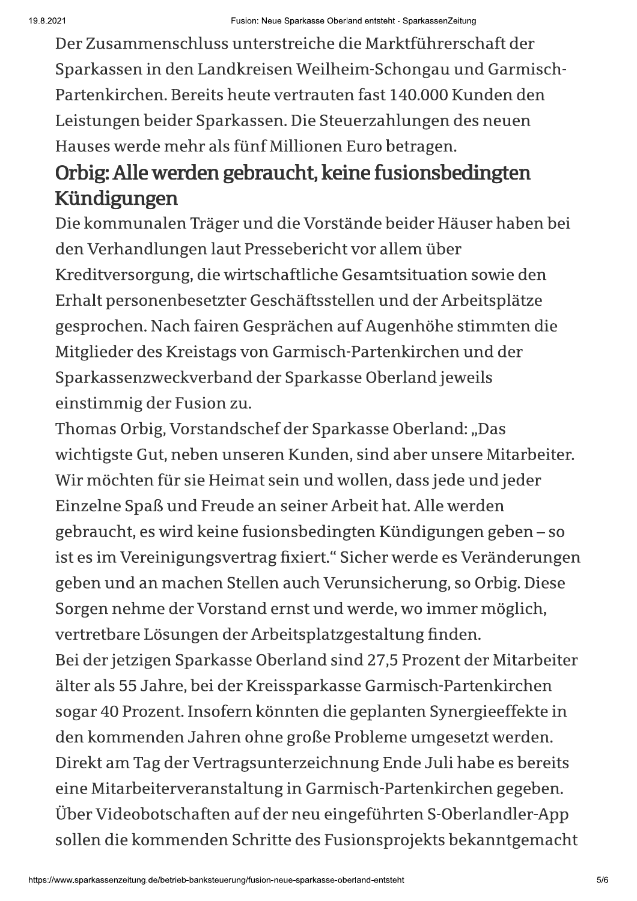Der Zusammenschluss unterstreiche die Marktführerschaft der Sparkassen in den Landkreisen Weilheim-Schongau und Garmisch-Partenkirchen. Bereits heute vertrauten fast 140.000 Kunden den Leistungen beider Sparkassen. Die Steuerzahlungen des neuen Hauses werde mehr als fünf Millionen Euro betragen.

## Orbig: Alle werden gebraucht, keine fusionsbedingten Kündigungen

Die kommunalen Träger und die Vorstände beider Häuser haben bei den Verhandlungen laut Pressebericht vor allem über Kreditversorgung, die wirtschaftliche Gesamtsituation sowie den Erhalt personenbesetzter Geschäftsstellen und der Arbeitsplätze gesprochen. Nach fairen Gesprächen auf Augenhöhe stimmten die Mitglieder des Kreistags von Garmisch-Partenkirchen und der Sparkassenzweckverband der Sparkasse Oberland jeweils einstimmig der Fusion zu.

Thomas Orbig, Vorstandschef der Sparkasse Oberland: „Das wichtigste Gut, neben unseren Kunden, sind aber unsere Mitarbeiter. Wir möchten für sie Heimat sein und wollen, dass jede und jeder Einzelne Spaß und Freude an seiner Arbeit hat. Alle werden gebraucht, es wird keine fusionsbedingten Kündigungen geben – so ist es im Vereinigungsvertrag fixiert." Sicher werde es Veränderungen geben und an machen Stellen auch Verunsicherung, so Orbig. Diese Sorgen nehme der Vorstand ernst und werde, wo immer möglich, vertretbare Lösungen der Arbeitsplatzgestaltung finden.

Bei der jetzigen Sparkasse Oberland sind 27,5 Prozent der Mitarbeiter älter als 55 Jahre, bei der Kreissparkasse Garmisch-Partenkirchen sogar 40 Prozent. Insofern könnten die geplanten Synergieeffekte in den kommenden Jahren ohne große Probleme umgesetzt werden. Direkt am Tag der Vertragsunterzeichnung Ende Juli habe es bereits eine Mitarbeiterveranstaltung in Garmisch-Partenkirchen gegeben. Über Videobotschaften auf der neu eingeführten S-Oberlandler-App sollen die kommenden Schritte des Fusionsprojekts bekanntgemacht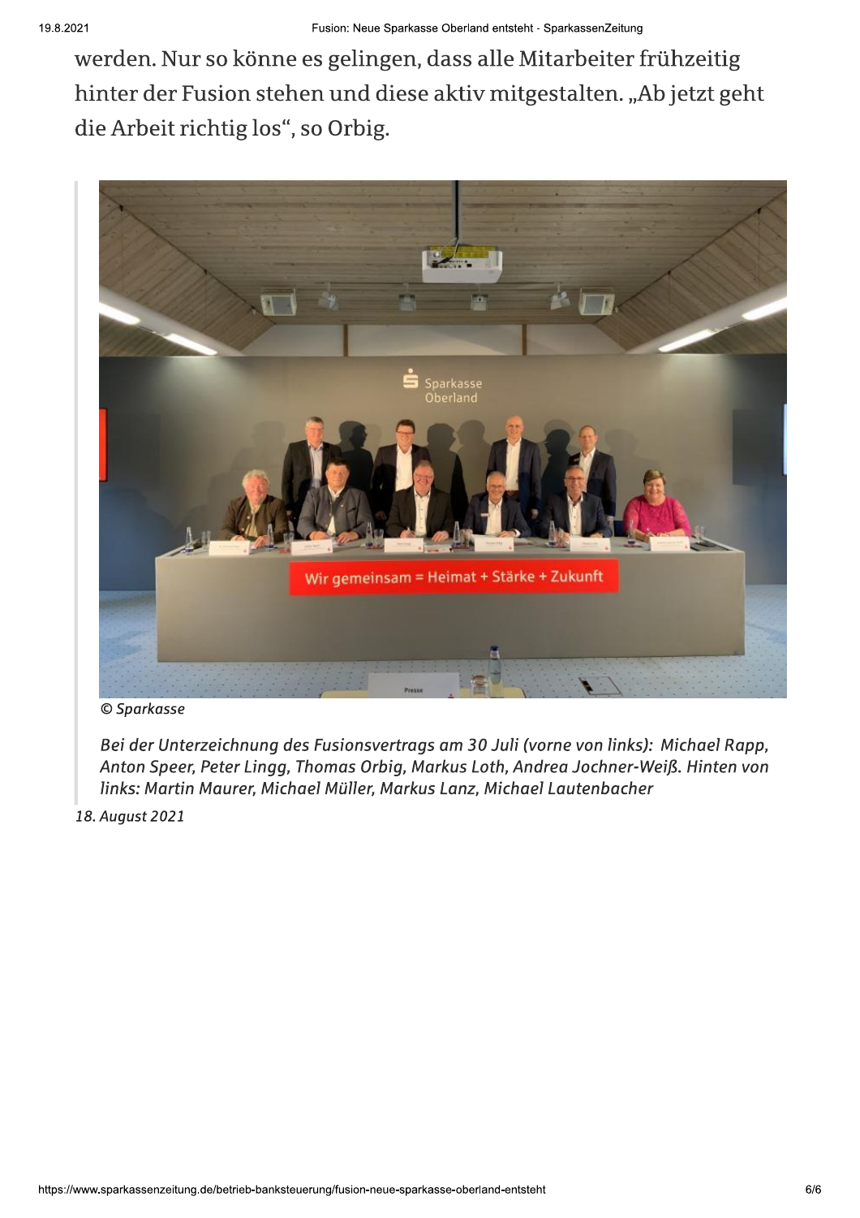werden. Nur so könne es gelingen, dass alle Mitarbeiter frühzeitig hinter der Fusion stehen und diese aktiv mitgestalten. „Ab jetzt geht die Arbeit richtig los", so Orbig.

*© Sparkasse*

*Bei der Unterzeichnung des Fusionsvertrags am 30 Juli (vorne von links): Michael Rapp, Anton Speer, Peter Lingg, Thomas Orbig, Markus Loth, Andrea Jochner-Weiß. Hinten von links: Martin Maurer, Michael Müller, Markus Lanz, Michael Lautenbacher*

*18. August 2021*